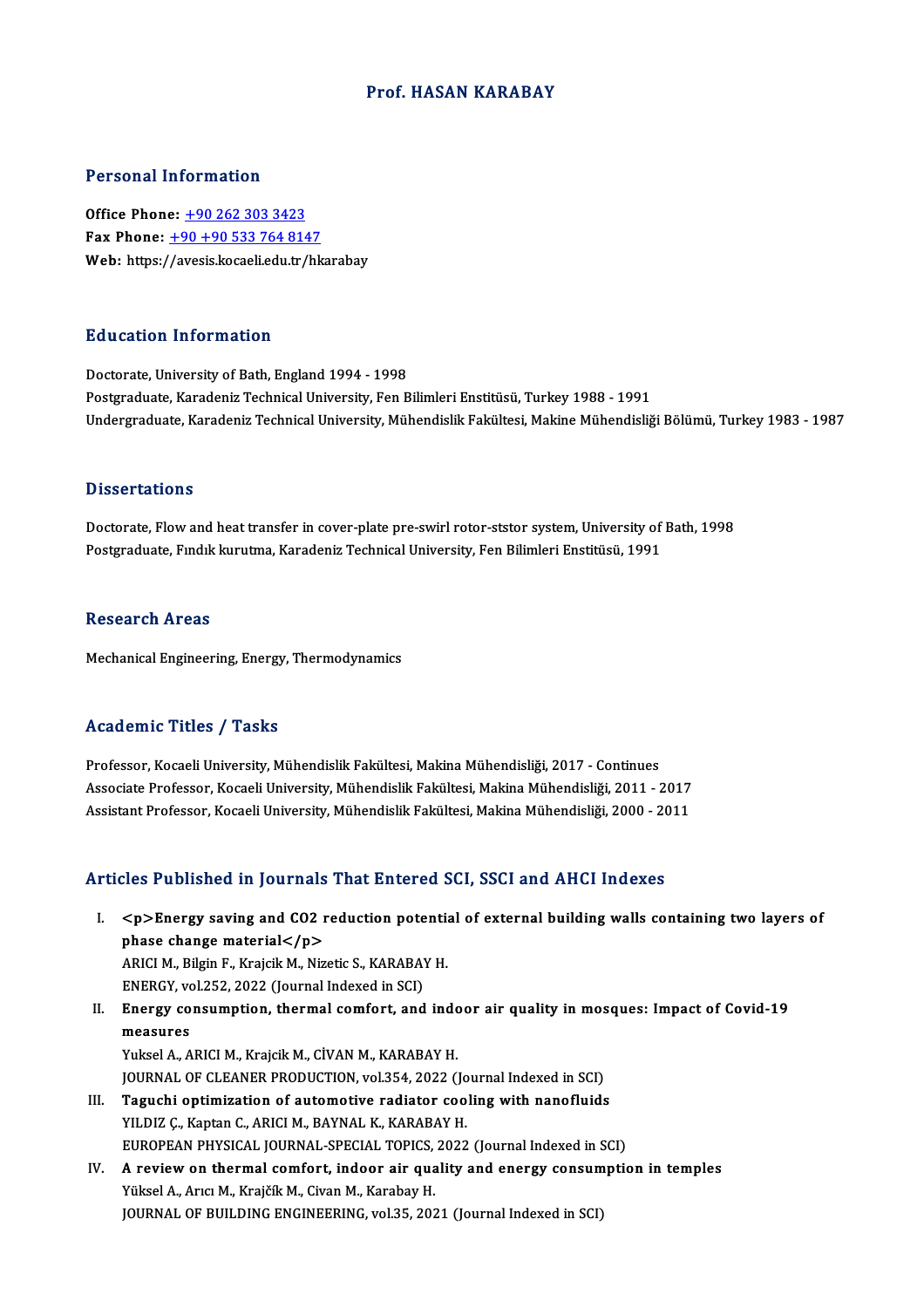# Prof. HASAN KARABAY

## Personal Information

**Office Phone:** +90 262 303 3423
**Fax Phone:** +90 +90 533 764 8147
**Web:** https://avesis.kocaeli.edu.tr/hkarabay

## Education Information

Doctorate, University of Bath, England 1994 - 1998
Postgraduate, Karadeniz Technical University, Fen Bilimleri Enstitüsü, Turkey 1988 - 1991
Undergraduate, Karadeniz Technical University, Mühendislik Fakültesi, Makine Mühendisliği Bölümü, Turkey 1983 - 1987

## Dissertations

Doctorate, Flow and heat transfer in cover-plate pre-swirl rotor-ststor system, University of Bath, 1998
Postgraduate, Fındık kurutma, Karadeniz Technical University, Fen Bilimleri Enstitüsü, 1991

## Research Areas

Mechanical Engineering, Energy, Thermodynamics

## Academic Titles / Tasks

Professor, Kocaeli University, Mühendislik Fakültesi, Makina Mühendisliği, 2017 - Continues
Associate Professor, Kocaeli University, Mühendislik Fakültesi, Makina Mühendisliği, 2011 - 2017
Assistant Professor, Kocaeli University, Mühendislik Fakültesi, Makina Mühendisliği, 2000 - 2011

## Articles Published in Journals That Entered SCI, SSCI and AHCI Indexes

I. **<p>Energy saving and CO2 reduction potential of external building walls containing two layers of phase change material</p>**
ARICI M., Bilgin F., Krajcik M., Nizetic S., KARABAY H.
ENERGY, vol.252, 2022 (Journal Indexed in SCI)

II. **Energy consumption, thermal comfort, and indoor air quality in mosques: Impact of Covid-19 measures**
Yuksel A., ARICI M., Krajcik M., CİVAN M., KARABAY H.
JOURNAL OF CLEANER PRODUCTION, vol.354, 2022 (Journal Indexed in SCI)

III. **Taguchi optimization of automotive radiator cooling with nanofluids**
YILDIZ Ç., Kaptan C., ARICI M., BAYNAL K., KARABAY H.
EUROPEAN PHYSICAL JOURNAL-SPECIAL TOPICS, 2022 (Journal Indexed in SCI)

IV. **A review on thermal comfort, indoor air quality and energy consumption in temples**
Yüksel A., Arıcı M., Krajčík M., Civan M., Karabay H.
JOURNAL OF BUILDING ENGINEERING, vol.35, 2021 (Journal Indexed in SCI)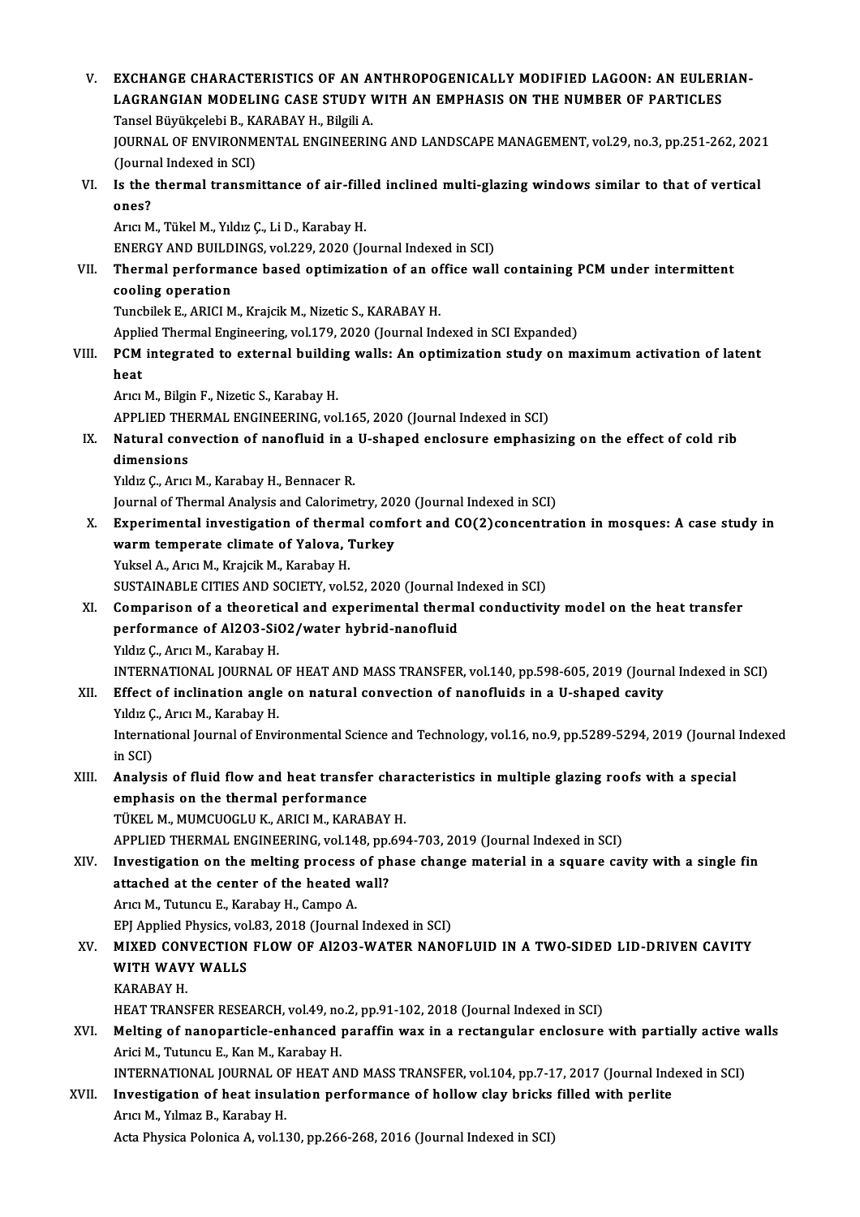V. **EXCHANGE CHARACTERISTICS OF AN ANTHROPOGENICALLY MODIFIED LAGOON: AN EULERIAN-LAGRANGIAN MODELING CASE STUDY WITH AN EMPHASIS ON THE NUMBER OF PARTICLES**
Tansel Büyükçelebi B., KARABAY H., Bilgili A.
JOURNAL OF ENVIRONMENTAL ENGINEERING AND LANDSCAPE MANAGEMENT, vol.29, no.3, pp.251-262, 2021 (Journal Indexed in SCI)

VI. **Is the thermal transmittance of air-filled inclined multi-glazing windows similar to that of vertical ones?**
Arıcı M., Tükel M., Yıldız Ç., Li D., Karabay H.
ENERGY AND BUILDINGS, vol.229, 2020 (Journal Indexed in SCI)

VII. **Thermal performance based optimization of an office wall containing PCM under intermittent cooling operation**
Tuncbilek E., ARICI M., Krajcik M., Nizetic S., KARABAY H.
Applied Thermal Engineering, vol.179, 2020 (Journal Indexed in SCI Expanded)

VIII. **PCM integrated to external building walls: An optimization study on maximum activation of latent heat**
Arıcı M., Bilgin F., Nizetic S., Karabay H.
APPLIED THERMAL ENGINEERING, vol.165, 2020 (Journal Indexed in SCI)

IX. **Natural convection of nanofluid in a U-shaped enclosure emphasizing on the effect of cold rib dimensions**
Yıldız Ç., Arıcı M., Karabay H., Bennacer R.
Journal of Thermal Analysis and Calorimetry, 2020 (Journal Indexed in SCI)

X. **Experimental investigation of thermal comfort and CO(2)concentration in mosques: A case study in warm temperate climate of Yalova, Turkey**
Yuksel A., Arıcı M., Krajcik M., Karabay H.
SUSTAINABLE CITIES AND SOCIETY, vol.52, 2020 (Journal Indexed in SCI)

XI. **Comparison of a theoretical and experimental thermal conductivity model on the heat transfer performance of Al2O3-SiO2/water hybrid-nanofluid**
Yıldız Ç., Arıcı M., Karabay H.
INTERNATIONAL JOURNAL OF HEAT AND MASS TRANSFER, vol.140, pp.598-605, 2019 (Journal Indexed in SCI)

XII. **Effect of inclination angle on natural convection of nanofluids in a U-shaped cavity**
Yıldız Ç., Arıcı M., Karabay H.
International Journal of Environmental Science and Technology, vol.16, no.9, pp.5289-5294, 2019 (Journal Indexed in SCI)

XIII. **Analysis of fluid flow and heat transfer characteristics in multiple glazing roofs with a special emphasis on the thermal performance**
TÜKEL M., MUMCUOGLU K., ARICI M., KARABAY H.
APPLIED THERMAL ENGINEERING, vol.148, pp.694-703, 2019 (Journal Indexed in SCI)

XIV. **Investigation on the melting process of phase change material in a square cavity with a single fin attached at the center of the heated wall?**
Arıcı M., Tutuncu E., Karabay H., Campo A.
EPJ Applied Physics, vol.83, 2018 (Journal Indexed in SCI)

XV. **MIXED CONVECTION FLOW OF Al2O3-WATER NANOFLUID IN A TWO-SIDED LID-DRIVEN CAVITY WITH WAVY WALLS**
KARABAY H.
HEAT TRANSFER RESEARCH, vol.49, no.2, pp.91-102, 2018 (Journal Indexed in SCI)

XVI. **Melting of nanoparticle-enhanced paraffin wax in a rectangular enclosure with partially active walls**
Arici M., Tutuncu E., Kan M., Karabay H.
INTERNATIONAL JOURNAL OF HEAT AND MASS TRANSFER, vol.104, pp.7-17, 2017 (Journal Indexed in SCI)

XVII. **Investigation of heat insulation performance of hollow clay bricks filled with perlite**
Arıcı M., Yılmaz B., Karabay H.
Acta Physica Polonica A, vol.130, pp.266-268, 2016 (Journal Indexed in SCI)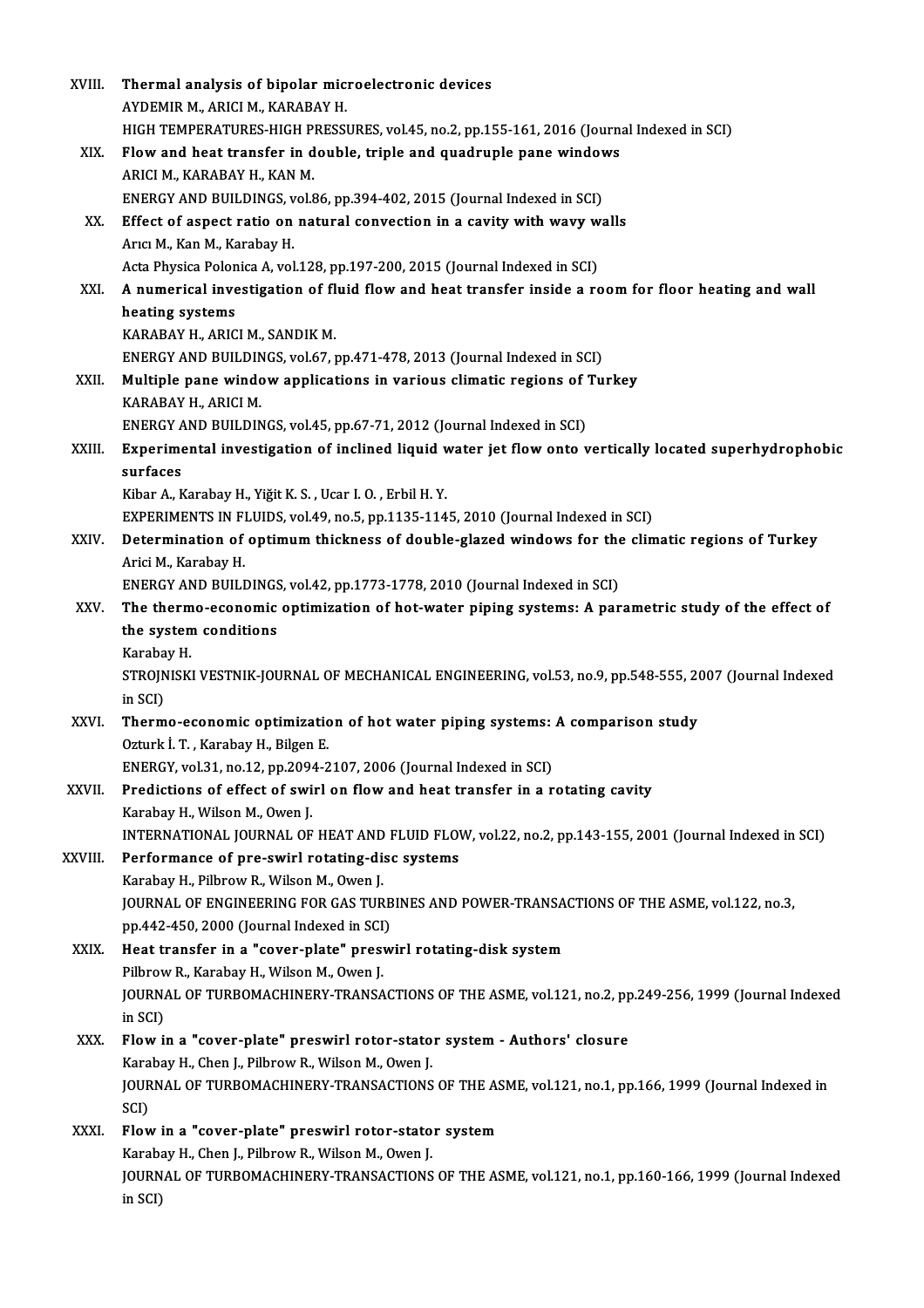XVIII. **Thermal analysis of bipolar microelectronic devices**
AYDEMIR M., ARICI M., KARABAY H.
HIGH TEMPERATURES-HIGH PRESSURES, vol.45, no.2, pp.155-161, 2016 (Journal Indexed in SCI)

XIX. **Flow and heat transfer in double, triple and quadruple pane windows**
ARICI M., KARABAY H., KAN M.
ENERGY AND BUILDINGS, vol.86, pp.394-402, 2015 (Journal Indexed in SCI)

XX. **Effect of aspect ratio on natural convection in a cavity with wavy walls**
Arıcı M., Kan M., Karabay H.
Acta Physica Polonica A, vol.128, pp.197-200, 2015 (Journal Indexed in SCI)

XXI. **A numerical investigation of fluid flow and heat transfer inside a room for floor heating and wall heating systems**
KARABAY H., ARICI M., SANDIK M.
ENERGY AND BUILDINGS, vol.67, pp.471-478, 2013 (Journal Indexed in SCI)

XXII. **Multiple pane window applications in various climatic regions of Turkey**
KARABAY H., ARICI M.
ENERGY AND BUILDINGS, vol.45, pp.67-71, 2012 (Journal Indexed in SCI)

XXIII. **Experimental investigation of inclined liquid water jet flow onto vertically located superhydrophobic surfaces**
Kibar A., Karabay H., Yiğit K. S. , Ucar I. O. , Erbil H. Y.
EXPERIMENTS IN FLUIDS, vol.49, no.5, pp.1135-1145, 2010 (Journal Indexed in SCI)

XXIV. **Determination of optimum thickness of double-glazed windows for the climatic regions of Turkey**
Arici M., Karabay H.
ENERGY AND BUILDINGS, vol.42, pp.1773-1778, 2010 (Journal Indexed in SCI)

XXV. **The thermo-economic optimization of hot-water piping systems: A parametric study of the effect of the system conditions**
Karabay H.
STROJNISKI VESTNIK-JOURNAL OF MECHANICAL ENGINEERING, vol.53, no.9, pp.548-555, 2007 (Journal Indexed in SCI)

XXVI. **Thermo-economic optimization of hot water piping systems: A comparison study**
Ozturk İ. T. , Karabay H., Bilgen E.
ENERGY, vol.31, no.12, pp.2094-2107, 2006 (Journal Indexed in SCI)

XXVII. **Predictions of effect of swirl on flow and heat transfer in a rotating cavity**
Karabay H., Wilson M., Owen J.
INTERNATIONAL JOURNAL OF HEAT AND FLUID FLOW, vol.22, no.2, pp.143-155, 2001 (Journal Indexed in SCI)

XXVIII. **Performance of pre-swirl rotating-disc systems**
Karabay H., Pilbrow R., Wilson M., Owen J.
JOURNAL OF ENGINEERING FOR GAS TURBINES AND POWER-TRANSACTIONS OF THE ASME, vol.122, no.3, pp.442-450, 2000 (Journal Indexed in SCI)

XXIX. **Heat transfer in a "cover-plate" preswirl rotating-disk system**
Pilbrow R., Karabay H., Wilson M., Owen J.
JOURNAL OF TURBOMACHINERY-TRANSACTIONS OF THE ASME, vol.121, no.2, pp.249-256, 1999 (Journal Indexed in SCI)

XXX. **Flow in a "cover-plate" preswirl rotor-stator system - Authors' closure**
Karabay H., Chen J., Pilbrow R., Wilson M., Owen J.
JOURNAL OF TURBOMACHINERY-TRANSACTIONS OF THE ASME, vol.121, no.1, pp.166, 1999 (Journal Indexed in SCI)

XXXI. **Flow in a "cover-plate" preswirl rotor-stator system**
Karabay H., Chen J., Pilbrow R., Wilson M., Owen J.
JOURNAL OF TURBOMACHINERY-TRANSACTIONS OF THE ASME, vol.121, no.1, pp.160-166, 1999 (Journal Indexed in SCI)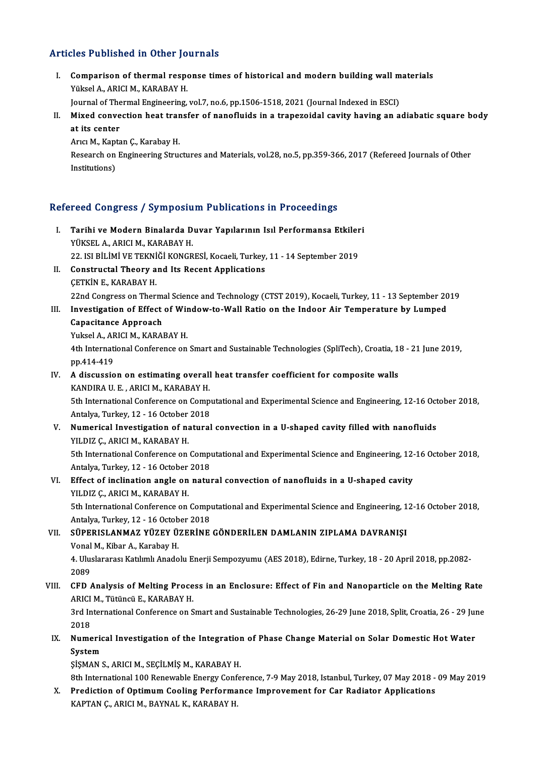## Articles Published in Other Journals

I. **Comparison of thermal response times of historical and modern building wall materials**
   Yüksel A., ARICI M., KARABAY H.
   Journal of Thermal Engineering, vol.7, no.6, pp.1506-1518, 2021 (Journal Indexed in ESCI)

II. **Mixed convection heat transfer of nanofluids in a trapezoidal cavity having an adiabatic square body at its center**
   Arıcı M., Kaptan Ç., Karabay H.
   Research on Engineering Structures and Materials, vol.28, no.5, pp.359-366, 2017 (Refereed Journals of Other Institutions)

## Refereed Congress / Symposium Publications in Proceedings

I. **Tarihi ve Modern Binalarda Duvar Yapılarının Isıl Performansa Etkileri**
   YÜKSEL A., ARICI M., KARABAY H.
   22. ISI BİLİMİ VE TEKNİĞİ KONGRESİ, Kocaeli, Turkey, 11 - 14 September 2019

II. **Constructal Theory and Its Recent Applications**
   ÇETKİN E., KARABAY H.
   22nd Congress on Thermal Science and Technology (CTST 2019), Kocaeli, Turkey, 11 - 13 September 2019

III. **Investigation of Effect of Window-to-Wall Ratio on the Indoor Air Temperature by Lumped Capacitance Approach**
   Yuksel A., ARICI M., KARABAY H.
   4th International Conference on Smart and Sustainable Technologies (SpliTech), Croatia, 18 - 21 June 2019, pp.414-419

IV. **A discussion on estimating overall heat transfer coefficient for composite walls**
   KANDIRA U. E. , ARICI M., KARABAY H.
   5th International Conference on Computational and Experimental Science and Engineering, 12-16 October 2018, Antalya, Turkey, 12 - 16 October 2018

V. **Numerical Investigation of natural convection in a U-shaped cavity filled with nanofluids**
   YILDIZ Ç., ARICI M., KARABAY H.
   5th International Conference on Computational and Experimental Science and Engineering, 12-16 October 2018, Antalya, Turkey, 12 - 16 October 2018

VI. **Effect of inclination angle on natural convection of nanofluids in a U-shaped cavity**
   YILDIZ Ç., ARICI M., KARABAY H.
   5th International Conference on Computational and Experimental Science and Engineering, 12-16 October 2018, Antalya, Turkey, 12 - 16 October 2018

VII. **SÜPERISLANMAZ YÜZEY ÜZERİNE GÖNDERİLEN DAMLANIN ZIPLAMA DAVRANIŞI**
   Vonal M., Kibar A., Karabay H.
   4. Uluslararası Katılımlı Anadolu Enerji Sempozyumu (AES 2018), Edirne, Turkey, 18 - 20 April 2018, pp.2082-2089

VIII. **CFD Analysis of Melting Process in an Enclosure: Effect of Fin and Nanoparticle on the Melting Rate**
   ARICI M., Tütüncü E., KARABAY H.
   3rd International Conference on Smart and Sustainable Technologies, 26-29 June 2018, Split, Croatia, 26 - 29 June 2018

IX. **Numerical Investigation of the Integration of Phase Change Material on Solar Domestic Hot Water System**
   ŞİŞMAN S., ARICI M., SEÇİLMİŞ M., KARABAY H.
   8th International 100 Renewable Energy Conference, 7-9 May 2018, Istanbul, Turkey, 07 May 2018 - 09 May 2019

X. **Prediction of Optimum Cooling Performance Improvement for Car Radiator Applications**
   KAPTAN Ç., ARICI M., BAYNAL K., KARABAY H.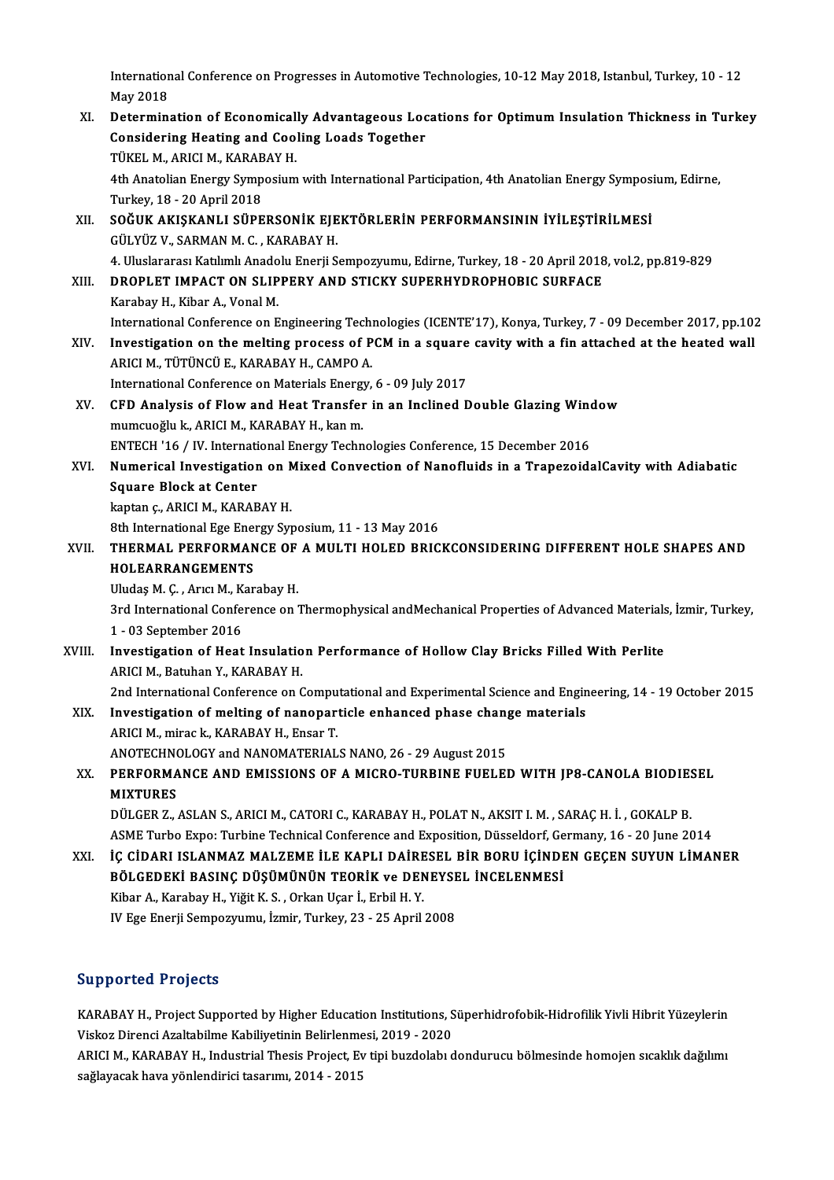International Conference on Progresses in Automotive Technologies, 10-12 May 2018, Istanbul, Turkey, 10 - 12 May 2018

XI. **Determination of Economically Advantageous Locations for Optimum Insulation Thickness in Turkey Considering Heating and Cooling Loads Together**
TÜKEL M., ARICI M., KARABAY H.
4th Anatolian Energy Symposium with International Participation, 4th Anatolian Energy Symposium, Edirne, Turkey, 18 - 20 April 2018

XII. **SOĞUK AKIŞKANLI SÜPERSONİK EJEKTÖRLERİN PERFORMANSININ İYİLEŞTİRİLMESİ**
GÜLYÜZ V., SARMAN M. C. , KARABAY H.
4. Uluslararası Katılımlı Anadolu Enerji Sempozyumu, Edirne, Turkey, 18 - 20 April 2018, vol.2, pp.819-829

XIII. **DROPLET IMPACT ON SLIPPERY AND STICKY SUPERHYDROPHOBIC SURFACE**
Karabay H., Kibar A., Vonal M.
International Conference on Engineering Technologies (ICENTE'17), Konya, Turkey, 7 - 09 December 2017, pp.102

XIV. **Investigation on the melting process of PCM in a square cavity with a fin attached at the heated wall**
ARICI M., TÜTÜNCÜ E., KARABAY H., CAMPO A.
International Conference on Materials Energy, 6 - 09 July 2017

XV. **CFD Analysis of Flow and Heat Transfer in an Inclined Double Glazing Window**
mumcuoğlu k., ARICI M., KARABAY H., kan m.
ENTECH '16 / IV. International Energy Technologies Conference, 15 December 2016

XVI. **Numerical Investigation on Mixed Convection of Nanofluids in a TrapezoidalCavity with Adiabatic Square Block at Center**
kaptan ç., ARICI M., KARABAY H.
8th International Ege Energy Syposium, 11 - 13 May 2016

XVII. **THERMAL PERFORMANCE OF A MULTI HOLED BRICKCONSIDERING DIFFERENT HOLE SHAPES AND HOLEARRANGEMENTS**
Uludaş M. Ç. , Arıcı M., Karabay H.
3rd International Conference on Thermophysical andMechanical Properties of Advanced Materials, İzmir, Turkey, 1 - 03 September 2016

XVIII. **Investigation of Heat Insulation Performance of Hollow Clay Bricks Filled With Perlite**
ARICI M., Batuhan Y., KARABAY H.
2nd International Conference on Computational and Experimental Science and Engineering, 14 - 19 October 2015

XIX. **Investigation of melting of nanoparticle enhanced phase change materials**
ARICI M., mirac k., KARABAY H., Ensar T.
ANOTECHNOLOGY and NANOMATERIALS NANO, 26 - 29 August 2015

XX. **PERFORMANCE AND EMISSIONS OF A MICRO-TURBINE FUELED WITH JP8-CANOLA BIODIESEL MIXTURES**
DÜLGER Z., ASLAN S., ARICI M., CATORI C., KARABAY H., POLAT N., AKSIT I. M. , SARAÇ H. İ. , GOKALP B.
ASME Turbo Expo: Turbine Technical Conference and Exposition, Düsseldorf, Germany, 16 - 20 June 2014

XXI. **İÇ CİDARI ISLANMAZ MALZEME İLE KAPLI DAİRESEL BİR BORU İÇİNDEN GEÇEN SUYUN LİMANER BÖLGEDEKİ BASINÇ DÜŞÜMÜNÜN TEORİK ve DENEYSEL İNCELENMESİ**
Kibar A., Karabay H., Yiğit K. S. , Orkan Uçar İ., Erbil H. Y.
IV Ege Enerji Sempozyumu, İzmir, Turkey, 23 - 25 April 2008

## Supported Projects

KARABAY H., Project Supported by Higher Education Institutions, Süperhidrofobik-Hidrofilik Yivli Hibrit Yüzeylerin Viskoz Direnci Azaltabilme Kabiliyetinin Belirlenmesi, 2019 - 2020

ARICI M., KARABAY H., Industrial Thesis Project, Ev tipi buzdolabı dondurucu bölmesinde homojen sıcaklık dağılımı sağlayacak hava yönlendirici tasarımı, 2014 - 2015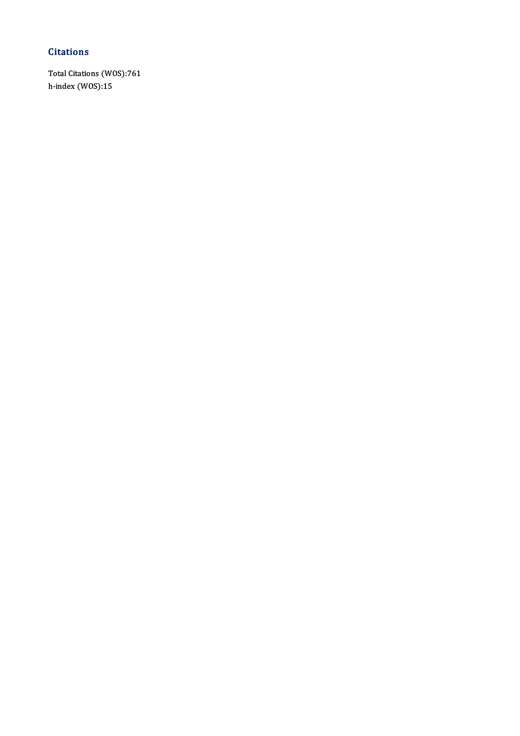## Citations

Total Citations (WOS):761
h-index (WOS):15